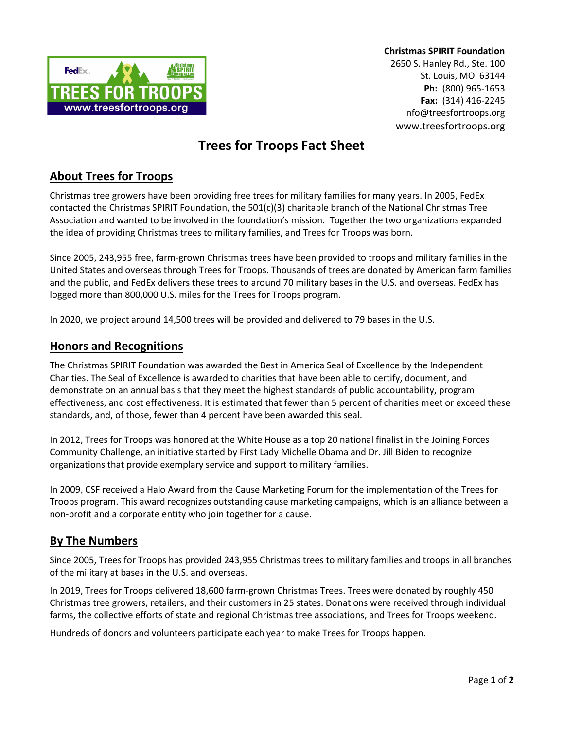**Christmas SPIRIT Foundation**
2650 S. Hanley Rd., Ste. 100
St. Louis, MO 63144
**Ph:** (800) 965-1653
**Fax:** (314) 416-2245
info@treesfortroops.org
www.treesfortroops.org

# Trees for Troops Fact Sheet

## About Trees for Troops

Christmas tree growers have been providing free trees for military families for many years. In 2005, FedEx contacted the Christmas SPIRIT Foundation, the 501(c)(3) charitable branch of the National Christmas Tree Association and wanted to be involved in the foundation's mission. Together the two organizations expanded the idea of providing Christmas trees to military families, and Trees for Troops was born.

Since 2005, 243,955 free, farm-grown Christmas trees have been provided to troops and military families in the United States and overseas through Trees for Troops. Thousands of trees are donated by American farm families and the public, and FedEx delivers these trees to around 70 military bases in the U.S. and overseas. FedEx has logged more than 800,000 U.S. miles for the Trees for Troops program.

In 2020, we project around 14,500 trees will be provided and delivered to 79 bases in the U.S.

## Honors and Recognitions

The Christmas SPIRIT Foundation was awarded the Best in America Seal of Excellence by the Independent Charities. The Seal of Excellence is awarded to charities that have been able to certify, document, and demonstrate on an annual basis that they meet the highest standards of public accountability, program effectiveness, and cost effectiveness. It is estimated that fewer than 5 percent of charities meet or exceed these standards, and, of those, fewer than 4 percent have been awarded this seal.

In 2012, Trees for Troops was honored at the White House as a top 20 national finalist in the Joining Forces Community Challenge, an initiative started by First Lady Michelle Obama and Dr. Jill Biden to recognize organizations that provide exemplary service and support to military families.

In 2009, CSF received a Halo Award from the Cause Marketing Forum for the implementation of the Trees for Troops program. This award recognizes outstanding cause marketing campaigns, which is an alliance between a non-profit and a corporate entity who join together for a cause.

## By The Numbers

Since 2005, Trees for Troops has provided 243,955 Christmas trees to military families and troops in all branches of the military at bases in the U.S. and overseas.

In 2019, Trees for Troops delivered 18,600 farm-grown Christmas Trees. Trees were donated by roughly 450 Christmas tree growers, retailers, and their customers in 25 states. Donations were received through individual farms, the collective efforts of state and regional Christmas tree associations, and Trees for Troops weekend.

Hundreds of donors and volunteers participate each year to make Trees for Troops happen.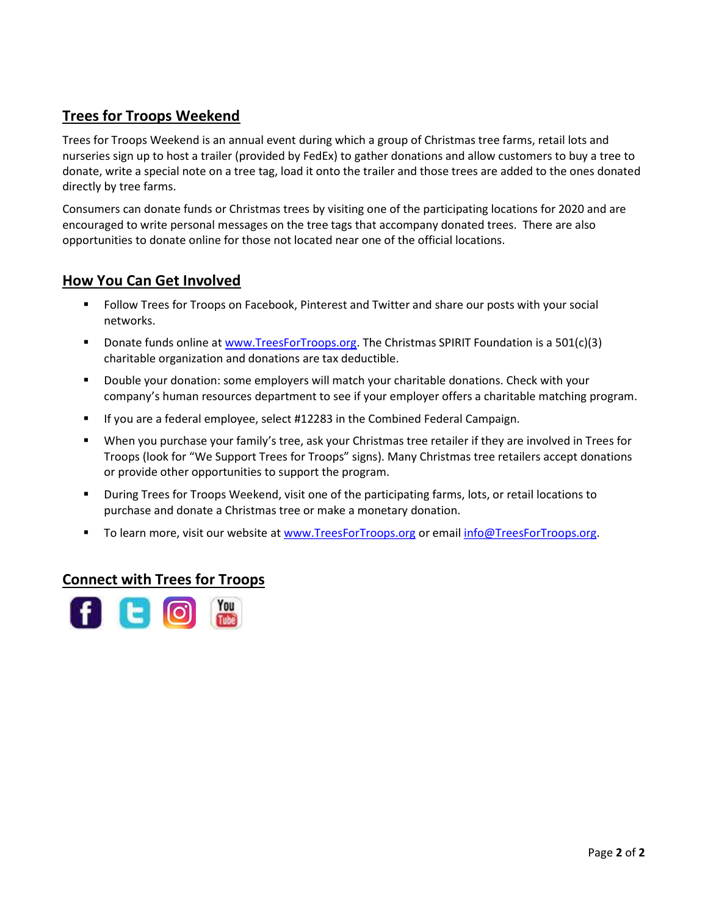## Trees for Troops Weekend

Trees for Troops Weekend is an annual event during which a group of Christmas tree farms, retail lots and nurseries sign up to host a trailer (provided by FedEx) to gather donations and allow customers to buy a tree to donate, write a special note on a tree tag, load it onto the trailer and those trees are added to the ones donated directly by tree farms.

Consumers can donate funds or Christmas trees by visiting one of the participating locations for 2020 and are encouraged to write personal messages on the tree tags that accompany donated trees. There are also opportunities to donate online for those not located near one of the official locations.

## How You Can Get Involved

- Follow Trees for Troops on Facebook, Pinterest and Twitter and share our posts with your social networks.
- Donate funds online at www.TreesForTroops.org. The Christmas SPIRIT Foundation is a 501(c)(3) charitable organization and donations are tax deductible.
- Double your donation: some employers will match your charitable donations. Check with your company's human resources department to see if your employer offers a charitable matching program.
- If you are a federal employee, select #12283 in the Combined Federal Campaign.
- When you purchase your family's tree, ask your Christmas tree retailer if they are involved in Trees for Troops (look for "We Support Trees for Troops" signs). Many Christmas tree retailers accept donations or provide other opportunities to support the program.
- During Trees for Troops Weekend, visit one of the participating farms, lots, or retail locations to purchase and donate a Christmas tree or make a monetary donation.
- To learn more, visit our website at www.TreesForTroops.org or email info@TreesForTroops.org.

## Connect with Trees for Troops